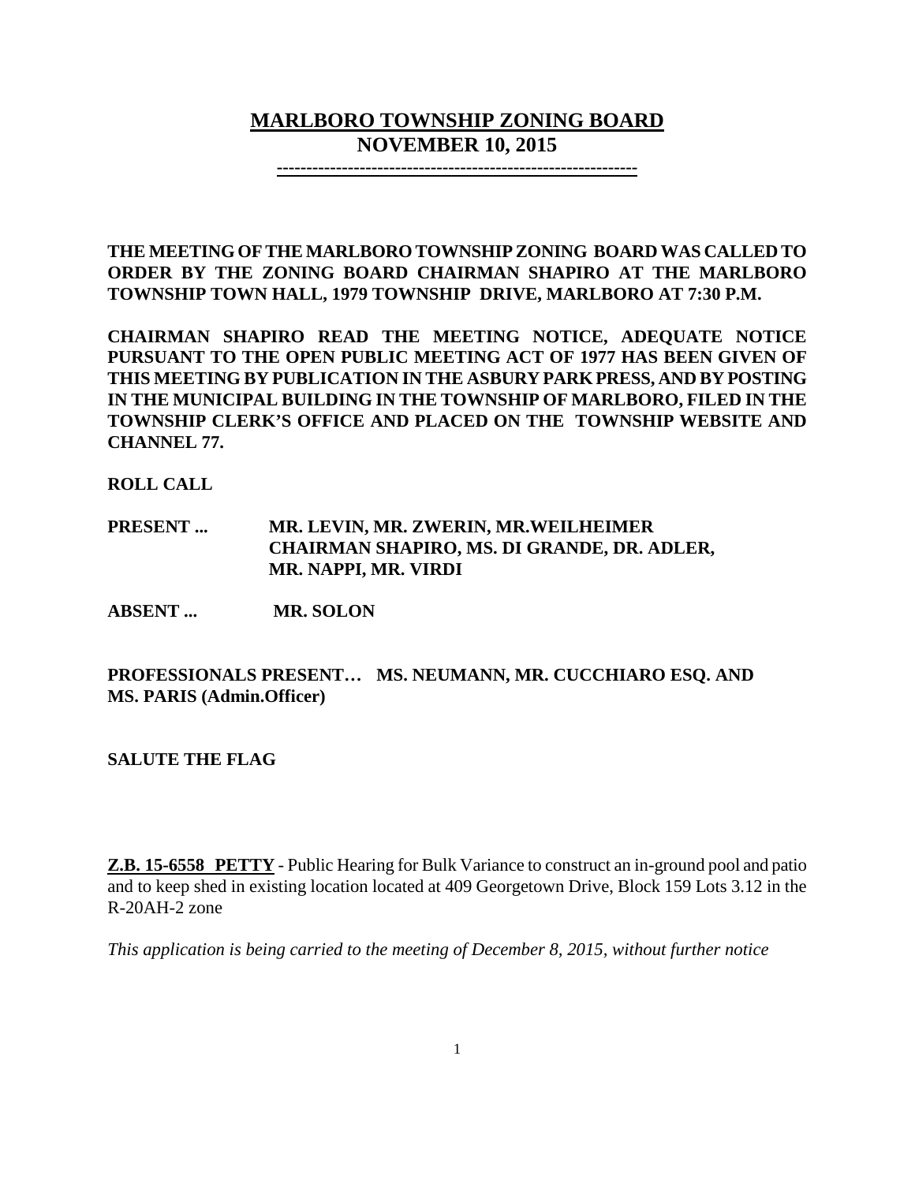# MARLBORO TOWNSHIP ZONING BOARD
## NOVEMBER 10, 2015

---

**THE MEETING OF THE MARLBORO TOWNSHIP ZONING BOARD WAS CALLED TO ORDER BY THE ZONING BOARD CHAIRMAN SHAPIRO AT THE MARLBORO TOWNSHIP TOWN HALL, 1979 TOWNSHIP DRIVE, MARLBORO AT 7:30 P.M.**

**CHAIRMAN SHAPIRO READ THE MEETING NOTICE, ADEQUATE NOTICE PURSUANT TO THE OPEN PUBLIC MEETING ACT OF 1977 HAS BEEN GIVEN OF THIS MEETING BY PUBLICATION IN THE ASBURY PARK PRESS, AND BY POSTING IN THE MUNICIPAL BUILDING IN THE TOWNSHIP OF MARLBORO, FILED IN THE TOWNSHIP CLERK'S OFFICE AND PLACED ON THE TOWNSHIP WEBSITE AND CHANNEL 77.**

**ROLL CALL**

**PRESENT ...** **MR. LEVIN, MR. ZWERIN, MR.WEILHEIMER CHAIRMAN SHAPIRO, MS. DI GRANDE, DR. ADLER, MR. NAPPI, MR. VIRDI**

**ABSENT ...** **MR. SOLON**

**PROFESSIONALS PRESENT… MS. NEUMANN, MR. CUCCHIARO ESQ. AND MS. PARIS (Admin.Officer)**

**SALUTE THE FLAG**

**Z.B. 15-6558 PETTY** - Public Hearing for Bulk Variance to construct an in-ground pool and patio and to keep shed in existing location located at 409 Georgetown Drive, Block 159 Lots 3.12 in the R-20AH-2 zone

*This application is being carried to the meeting of December 8, 2015, without further notice*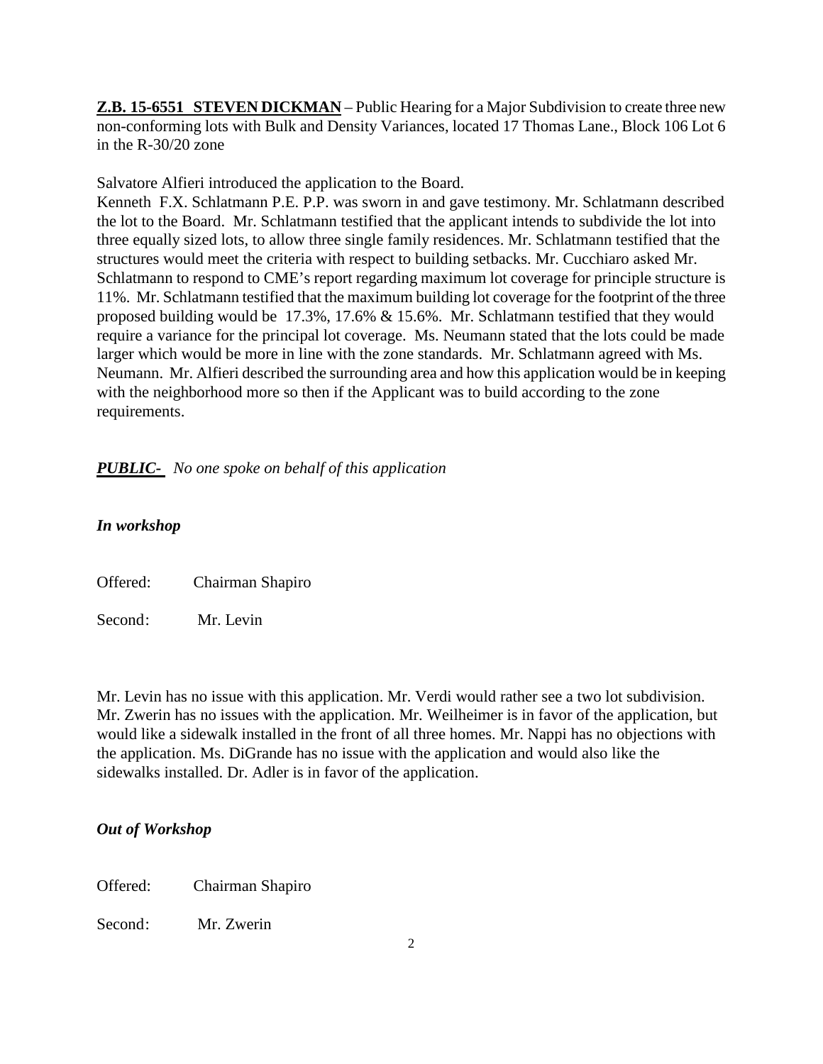**Z.B. 15-6551 STEVEN DICKMAN** – Public Hearing for a Major Subdivision to create three new non-conforming lots with Bulk and Density Variances, located 17 Thomas Lane., Block 106 Lot 6 in the R-30/20 zone

Salvatore Alfieri introduced the application to the Board.

Kenneth F.X. Schlatmann P.E. P.P. was sworn in and gave testimony. Mr. Schlatmann described the lot to the Board. Mr. Schlatmann testified that the applicant intends to subdivide the lot into three equally sized lots, to allow three single family residences. Mr. Schlatmann testified that the structures would meet the criteria with respect to building setbacks. Mr. Cucchiaro asked Mr. Schlatmann to respond to CME's report regarding maximum lot coverage for principle structure is 11%. Mr. Schlatmann testified that the maximum building lot coverage for the footprint of the three proposed building would be 17.3%, 17.6% & 15.6%. Mr. Schlatmann testified that they would require a variance for the principal lot coverage. Ms. Neumann stated that the lots could be made larger which would be more in line with the zone standards. Mr. Schlatmann agreed with Ms. Neumann. Mr. Alfieri described the surrounding area and how this application would be in keeping with the neighborhood more so then if the Applicant was to build according to the zone requirements.

***PUBLIC-*** *No one spoke on behalf of this application*

***In workshop***

Offered: Chairman Shapiro

Second: Mr. Levin

Mr. Levin has no issue with this application. Mr. Verdi would rather see a two lot subdivision. Mr. Zwerin has no issues with the application. Mr. Weilheimer is in favor of the application, but would like a sidewalk installed in the front of all three homes. Mr. Nappi has no objections with the application. Ms. DiGrande has no issue with the application and would also like the sidewalks installed. Dr. Adler is in favor of the application.

***Out of Workshop***

Offered: Chairman Shapiro

Second: Mr. Zwerin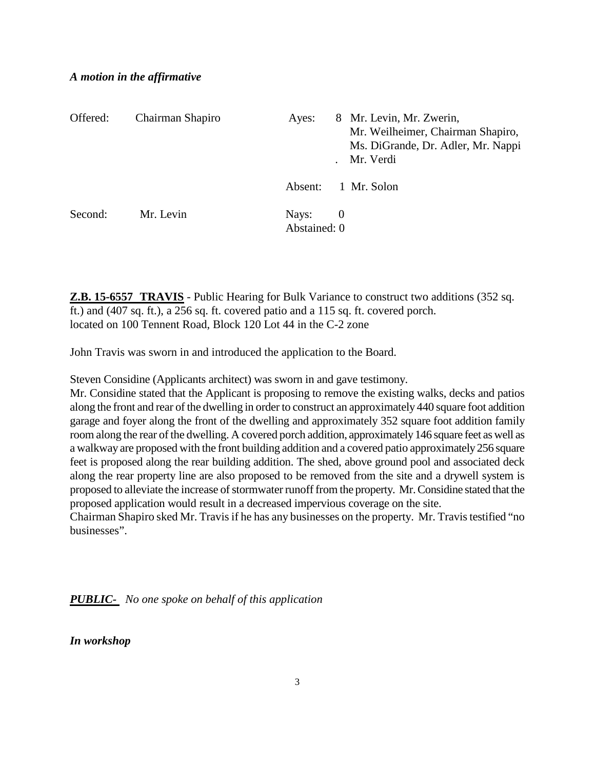***A motion in the affirmative***

| | | | |
|---|---|---|---|
| Offered: | Chairman Shapiro | Ayes: | 8 Mr. Levin, Mr. Zwerin, Mr. Weilheimer, Chairman Shapiro, Ms. DiGrande, Dr. Adler, Mr. Nappi . Mr. Verdi |
| | | Absent: | 1 Mr. Solon |
| Second: | Mr. Levin | Nays: | 0 |
| | | Abstained: | 0 |

**<u>Z.B. 15-6557 TRAVIS</u>** - Public Hearing for Bulk Variance to construct two additions (352 sq. ft.) and (407 sq. ft.), a 256 sq. ft. covered patio and a 115 sq. ft. covered porch. located on 100 Tennent Road, Block 120 Lot 44 in the C-2 zone

John Travis was sworn in and introduced the application to the Board.

Steven Considine (Applicants architect) was sworn in and gave testimony.
Mr. Considine stated that the Applicant is proposing to remove the existing walks, decks and patios along the front and rear of the dwelling in order to construct an approximately 440 square foot addition garage and foyer along the front of the dwelling and approximately 352 square foot addition family room along the rear of the dwelling. A covered porch addition, approximately 146 square feet as well as a walkway are proposed with the front building addition and a covered patio approximately 256 square feet is proposed along the rear building addition. The shed, above ground pool and associated deck along the rear property line are also proposed to be removed from the site and a drywell system is proposed to alleviate the increase of stormwater runoff from the property. Mr. Considine stated that the proposed application would result in a decreased impervious coverage on the site.
Chairman Shapiro sked Mr. Travis if he has any businesses on the property. Mr. Travis testified "no businesses".

***<u>PUBLIC-</u>*** *No one spoke on behalf of this application*

***In workshop***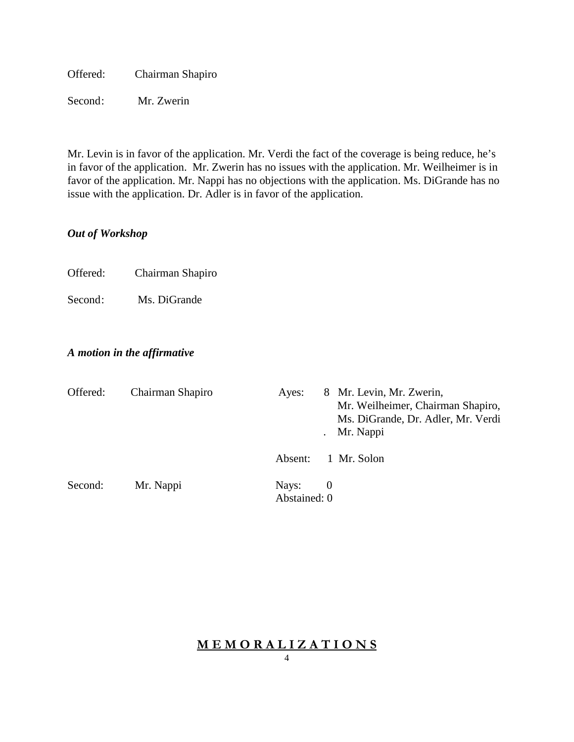Offered: Chairman Shapiro

Second: Mr. Zwerin

Mr. Levin is in favor of the application. Mr. Verdi the fact of the coverage is being reduce, he's in favor of the application. Mr. Zwerin has no issues with the application. Mr. Weilheimer is in favor of the application. Mr. Nappi has no objections with the application. Ms. DiGrande has no issue with the application. Dr. Adler is in favor of the application.

***Out of Workshop***

Offered: Chairman Shapiro

Second: Ms. DiGrande

***A motion in the affirmative***

| | | | | |
|---|---|---|---|---|
| Offered: | Chairman Shapiro | Ayes: | 8 | Mr. Levin, Mr. Zwerin, Mr. Weilheimer, Chairman Shapiro, Ms. DiGrande, Dr. Adler, Mr. Verdi . Mr. Nappi |
| | | Absent: | 1 | Mr. Solon |
| Second: | Mr. Nappi | Nays: | 0 | |
| | | Abstained: | 0 | |

**M E M O R A L I Z A T I O N S**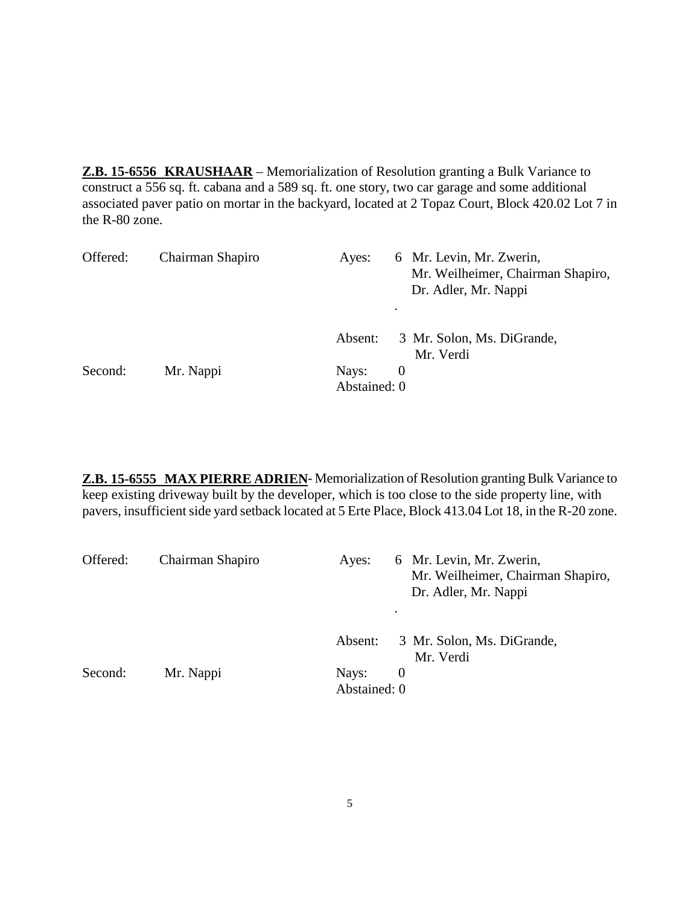**Z.B. 15-6556 KRAUSHAAR** – Memorialization of Resolution granting a Bulk Variance to construct a 556 sq. ft. cabana and a 589 sq. ft. one story, two car garage and some additional associated paver patio on mortar in the backyard, located at 2 Topaz Court, Block 420.02 Lot 7 in the R-80 zone.

| | | | |
|---|---|---|---|
| Offered: | Chairman Shapiro | Ayes: 6 | Mr. Levin, Mr. Zwerin, Mr. Weilheimer, Chairman Shapiro, Dr. Adler, Mr. Nappi |
| | | Absent: 3 | Mr. Solon, Ms. DiGrande, Mr. Verdi |
| Second: | Mr. Nappi | Nays: 0 | |
| | | Abstained: 0 | |

**Z.B. 15-6555 MAX PIERRE ADRIEN**- Memorialization of Resolution granting Bulk Variance to keep existing driveway built by the developer, which is too close to the side property line, with pavers, insufficient side yard setback located at 5 Erte Place, Block 413.04 Lot 18, in the R-20 zone.

| | | | |
|---|---|---|---|
| Offered: | Chairman Shapiro | Ayes: 6 | Mr. Levin, Mr. Zwerin, Mr. Weilheimer, Chairman Shapiro, Dr. Adler, Mr. Nappi |
| | | Absent: 3 | Mr. Solon, Ms. DiGrande, Mr. Verdi |
| Second: | Mr. Nappi | Nays: 0 | |
| | | Abstained: 0 | |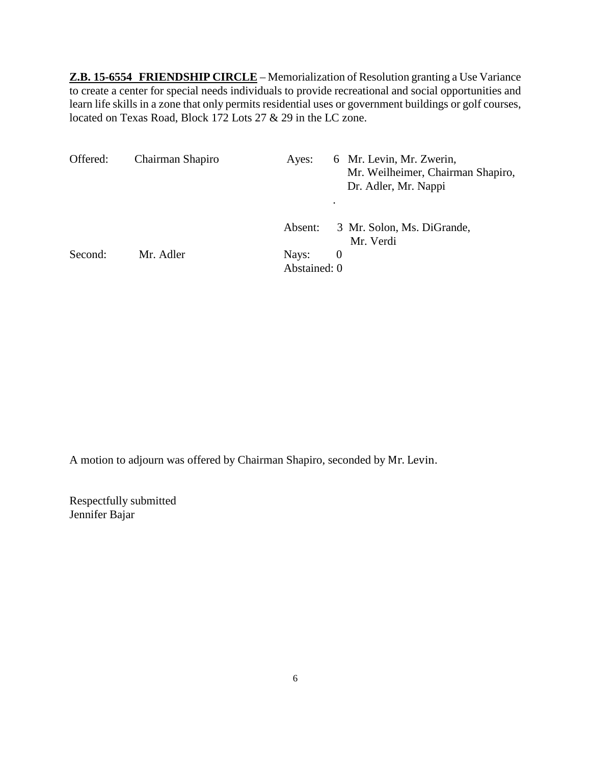**Z.B. 15-6554 FRIENDSHIP CIRCLE** – Memorialization of Resolution granting a Use Variance to create a center for special needs individuals to provide recreational and social opportunities and learn life skills in a zone that only permits residential uses or government buildings or golf courses, located on Texas Road, Block 172 Lots 27 & 29 in the LC zone.

| | | | |
|---|---|---|---|
| Offered: | Chairman Shapiro | Ayes: | 6 Mr. Levin, Mr. Zwerin, Mr. Weilheimer, Chairman Shapiro, Dr. Adler, Mr. Nappi |
| | | Absent: | 3 Mr. Solon, Ms. DiGrande, Mr. Verdi |
| Second: | Mr. Adler | Nays: | 0 |
| | | Abstained: | 0 |

A motion to adjourn was offered by Chairman Shapiro, seconded by Mr. Levin.

Respectfully submitted
Jennifer Bajar